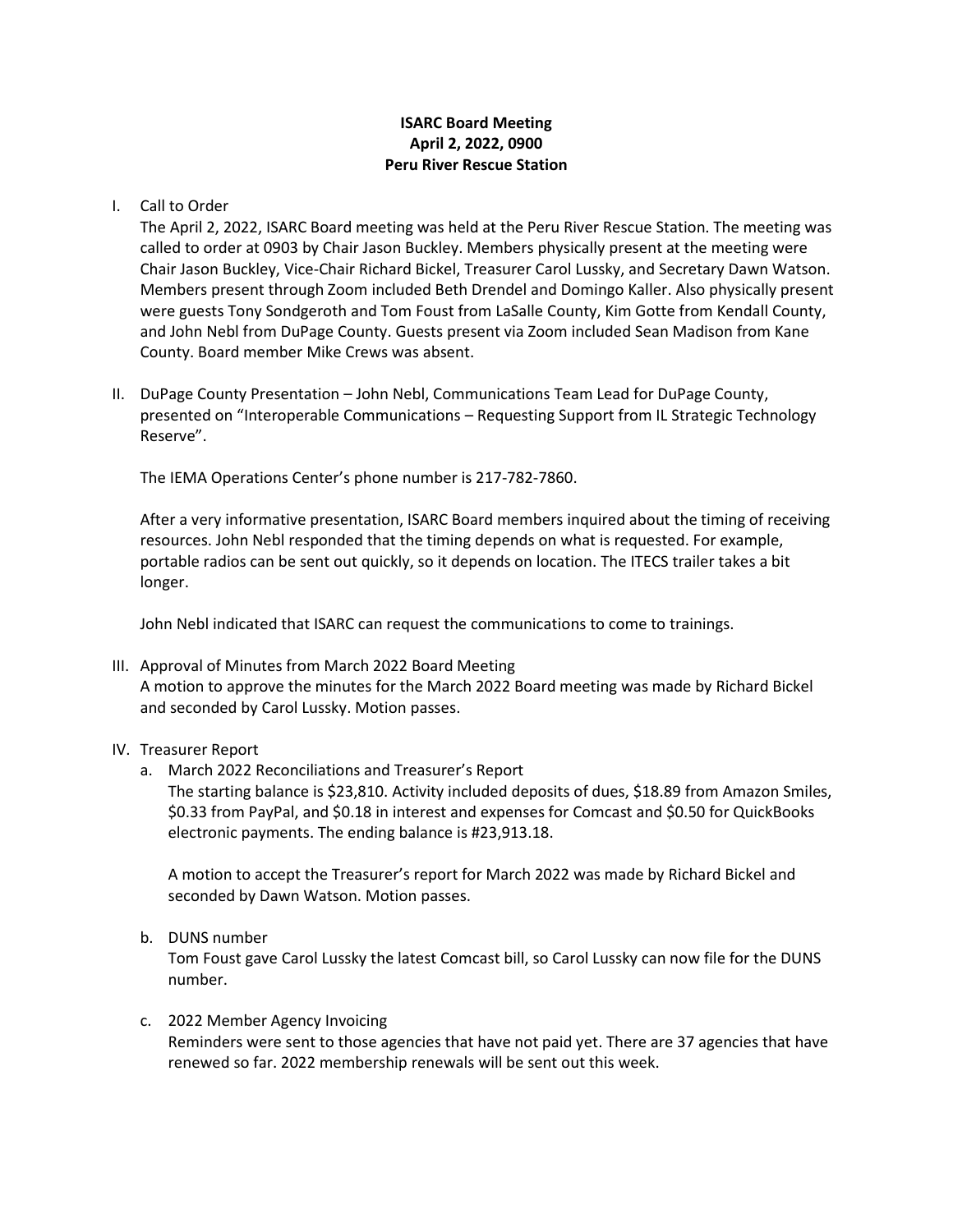**ISARC Board Meeting**
**April 2, 2022, 0900**
**Peru River Rescue Station**

I. Call to Order

The April 2, 2022, ISARC Board meeting was held at the Peru River Rescue Station. The meeting was called to order at 0903 by Chair Jason Buckley. Members physically present at the meeting were Chair Jason Buckley, Vice-Chair Richard Bickel, Treasurer Carol Lussky, and Secretary Dawn Watson. Members present through Zoom included Beth Drendel and Domingo Kaller. Also physically present were guests Tony Sondgeroth and Tom Foust from LaSalle County, Kim Gotte from Kendall County, and John Nebl from DuPage County. Guests present via Zoom included Sean Madison from Kane County. Board member Mike Crews was absent.

II. DuPage County Presentation – John Nebl, Communications Team Lead for DuPage County, presented on "Interoperable Communications – Requesting Support from IL Strategic Technology Reserve".

The IEMA Operations Center's phone number is 217-782-7860.

After a very informative presentation, ISARC Board members inquired about the timing of receiving resources. John Nebl responded that the timing depends on what is requested. For example, portable radios can be sent out quickly, so it depends on location. The ITECS trailer takes a bit longer.

John Nebl indicated that ISARC can request the communications to come to trainings.

III. Approval of Minutes from March 2022 Board Meeting

A motion to approve the minutes for the March 2022 Board meeting was made by Richard Bickel and seconded by Carol Lussky. Motion passes.

IV. Treasurer Report

a. March 2022 Reconciliations and Treasurer's Report

The starting balance is $23,810. Activity included deposits of dues, $18.89 from Amazon Smiles, $0.33 from PayPal, and $0.18 in interest and expenses for Comcast and $0.50 for QuickBooks electronic payments. The ending balance is #23,913.18.

A motion to accept the Treasurer's report for March 2022 was made by Richard Bickel and seconded by Dawn Watson. Motion passes.

b. DUNS number

Tom Foust gave Carol Lussky the latest Comcast bill, so Carol Lussky can now file for the DUNS number.

c. 2022 Member Agency Invoicing

Reminders were sent to those agencies that have not paid yet. There are 37 agencies that have renewed so far. 2022 membership renewals will be sent out this week.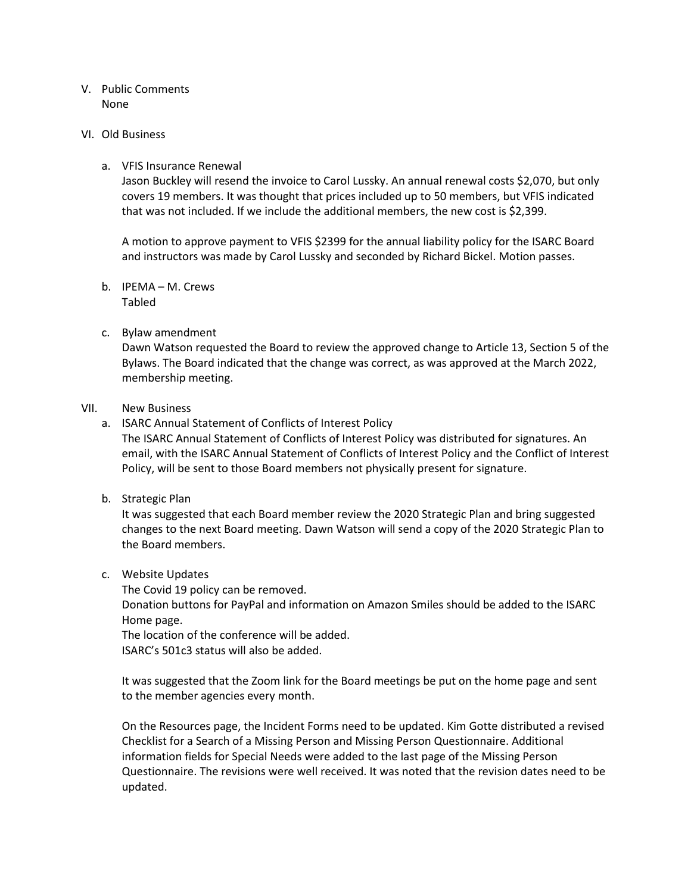V. Public Comments
   None

VI. Old Business

   a. VFIS Insurance Renewal
      Jason Buckley will resend the invoice to Carol Lussky. An annual renewal costs $2,070, but only covers 19 members. It was thought that prices included up to 50 members, but VFIS indicated that was not included. If we include the additional members, the new cost is $2,399.

      A motion to approve payment to VFIS $2399 for the annual liability policy for the ISARC Board and instructors was made by Carol Lussky and seconded by Richard Bickel. Motion passes.

   b. IPEMA – M. Crews
      Tabled

   c. Bylaw amendment
      Dawn Watson requested the Board to review the approved change to Article 13, Section 5 of the Bylaws. The Board indicated that the change was correct, as was approved at the March 2022, membership meeting.

VII. New Business

   a. ISARC Annual Statement of Conflicts of Interest Policy
      The ISARC Annual Statement of Conflicts of Interest Policy was distributed for signatures. An email, with the ISARC Annual Statement of Conflicts of Interest Policy and the Conflict of Interest Policy, will be sent to those Board members not physically present for signature.

   b. Strategic Plan
      It was suggested that each Board member review the 2020 Strategic Plan and bring suggested changes to the next Board meeting. Dawn Watson will send a copy of the 2020 Strategic Plan to the Board members.

   c. Website Updates
      The Covid 19 policy can be removed.
      Donation buttons for PayPal and information on Amazon Smiles should be added to the ISARC Home page.
      The location of the conference will be added.
      ISARC's 501c3 status will also be added.

      It was suggested that the Zoom link for the Board meetings be put on the home page and sent to the member agencies every month.

      On the Resources page, the Incident Forms need to be updated. Kim Gotte distributed a revised Checklist for a Search of a Missing Person and Missing Person Questionnaire. Additional information fields for Special Needs were added to the last page of the Missing Person Questionnaire. The revisions were well received. It was noted that the revision dates need to be updated.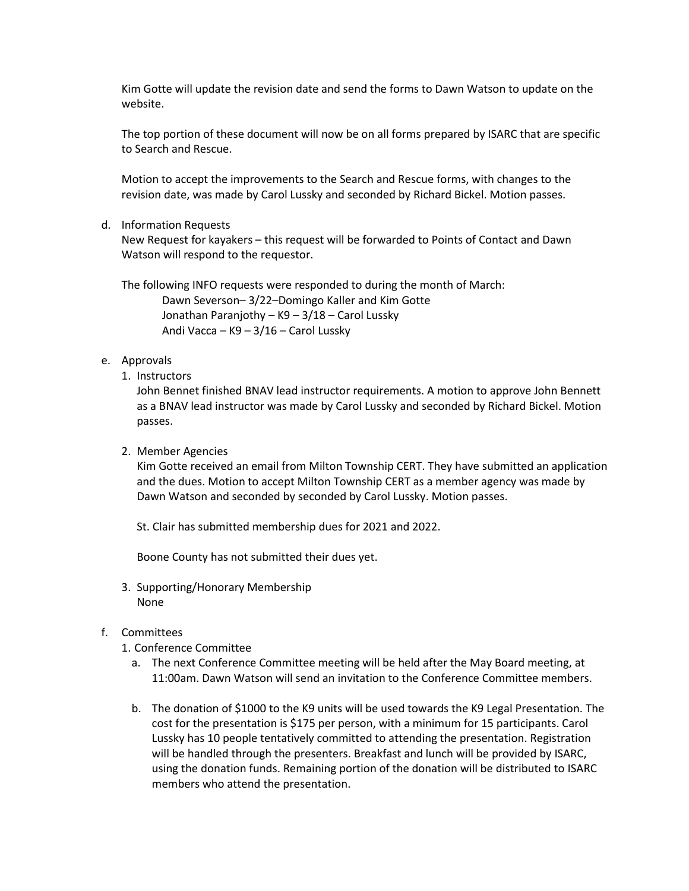Kim Gotte will update the revision date and send the forms to Dawn Watson to update on the website.

The top portion of these document will now be on all forms prepared by ISARC that are specific to Search and Rescue.

Motion to accept the improvements to the Search and Rescue forms, with changes to the revision date, was made by Carol Lussky and seconded by Richard Bickel. Motion passes.

d. Information Requests

New Request for kayakers – this request will be forwarded to Points of Contact and Dawn Watson will respond to the requestor.

The following INFO requests were responded to during the month of March:

- Dawn Severson– 3/22–Domingo Kaller and Kim Gotte
- Jonathan Paranjothy – K9 – 3/18 – Carol Lussky
- Andi Vacca – K9 – 3/16 – Carol Lussky

e. Approvals

1. Instructors

   John Bennet finished BNAV lead instructor requirements. A motion to approve John Bennett as a BNAV lead instructor was made by Carol Lussky and seconded by Richard Bickel. Motion passes.

2. Member Agencies

   Kim Gotte received an email from Milton Township CERT. They have submitted an application and the dues. Motion to accept Milton Township CERT as a member agency was made by Dawn Watson and seconded by seconded by Carol Lussky. Motion passes.

   St. Clair has submitted membership dues for 2021 and 2022.

   Boone County has not submitted their dues yet.

3. Supporting/Honorary Membership

   None

f. Committees

1. Conference Committee

   a. The next Conference Committee meeting will be held after the May Board meeting, at 11:00am. Dawn Watson will send an invitation to the Conference Committee members.

   b. The donation of $1000 to the K9 units will be used towards the K9 Legal Presentation. The cost for the presentation is $175 per person, with a minimum for 15 participants. Carol Lussky has 10 people tentatively committed to attending the presentation. Registration will be handled through the presenters. Breakfast and lunch will be provided by ISARC, using the donation funds. Remaining portion of the donation will be distributed to ISARC members who attend the presentation.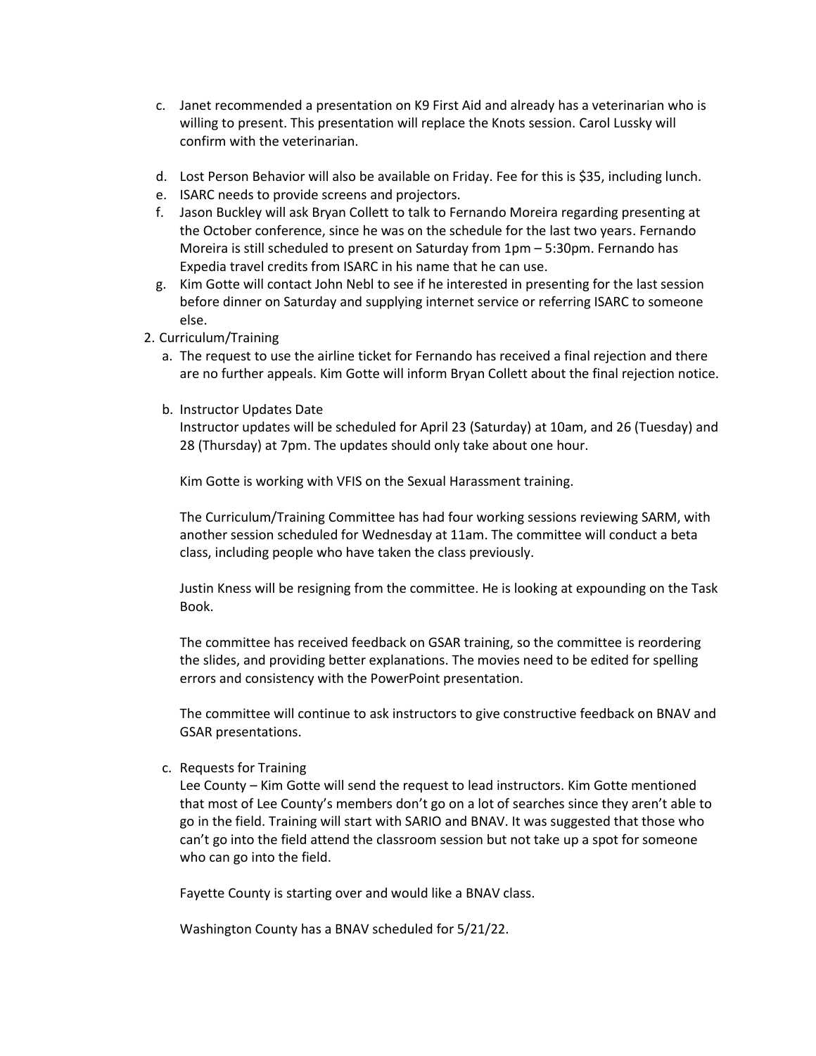c. Janet recommended a presentation on K9 First Aid and already has a veterinarian who is willing to present. This presentation will replace the Knots session. Carol Lussky will confirm with the veterinarian.

d. Lost Person Behavior will also be available on Friday. Fee for this is $35, including lunch.

e. ISARC needs to provide screens and projectors.

f. Jason Buckley will ask Bryan Collett to talk to Fernando Moreira regarding presenting at the October conference, since he was on the schedule for the last two years. Fernando Moreira is still scheduled to present on Saturday from 1pm – 5:30pm. Fernando has Expedia travel credits from ISARC in his name that he can use.

g. Kim Gotte will contact John Nebl to see if he interested in presenting for the last session before dinner on Saturday and supplying internet service or referring ISARC to someone else.

2. Curriculum/Training

   a. The request to use the airline ticket for Fernando has received a final rejection and there are no further appeals. Kim Gotte will inform Bryan Collett about the final rejection notice.

   b. Instructor Updates Date

      Instructor updates will be scheduled for April 23 (Saturday) at 10am, and 26 (Tuesday) and 28 (Thursday) at 7pm. The updates should only take about one hour.

      Kim Gotte is working with VFIS on the Sexual Harassment training.

      The Curriculum/Training Committee has had four working sessions reviewing SARM, with another session scheduled for Wednesday at 11am. The committee will conduct a beta class, including people who have taken the class previously.

      Justin Kness will be resigning from the committee. He is looking at expounding on the Task Book.

      The committee has received feedback on GSAR training, so the committee is reordering the slides, and providing better explanations. The movies need to be edited for spelling errors and consistency with the PowerPoint presentation.

      The committee will continue to ask instructors to give constructive feedback on BNAV and GSAR presentations.

   c. Requests for Training

      Lee County – Kim Gotte will send the request to lead instructors. Kim Gotte mentioned that most of Lee County's members don't go on a lot of searches since they aren't able to go in the field. Training will start with SARIO and BNAV. It was suggested that those who can't go into the field attend the classroom session but not take up a spot for someone who can go into the field.

      Fayette County is starting over and would like a BNAV class.

      Washington County has a BNAV scheduled for 5/21/22.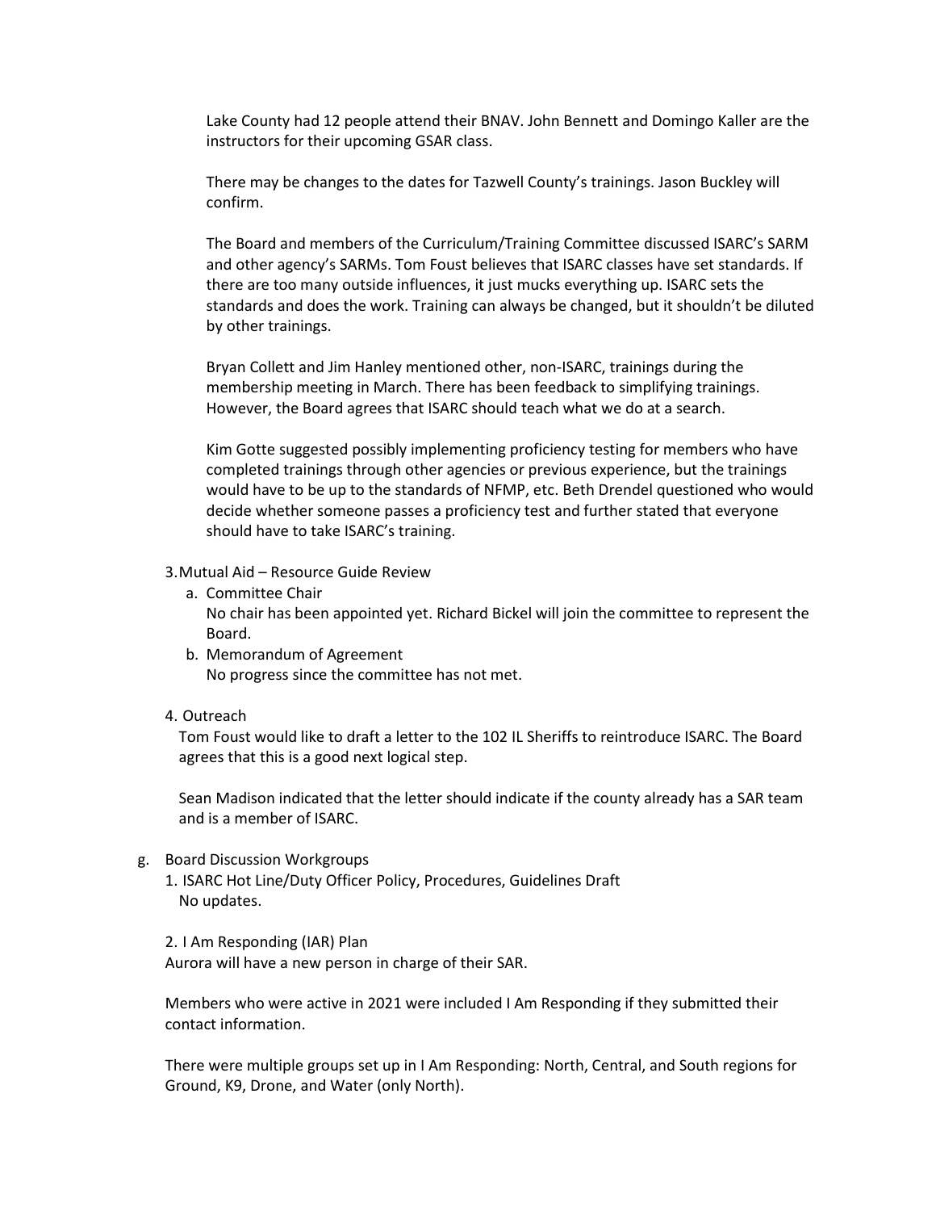Lake County had 12 people attend their BNAV. John Bennett and Domingo Kaller are the instructors for their upcoming GSAR class.

There may be changes to the dates for Tazwell County's trainings. Jason Buckley will confirm.

The Board and members of the Curriculum/Training Committee discussed ISARC's SARM and other agency's SARMs. Tom Foust believes that ISARC classes have set standards. If there are too many outside influences, it just mucks everything up. ISARC sets the standards and does the work. Training can always be changed, but it shouldn't be diluted by other trainings.

Bryan Collett and Jim Hanley mentioned other, non-ISARC, trainings during the membership meeting in March. There has been feedback to simplifying trainings. However, the Board agrees that ISARC should teach what we do at a search.

Kim Gotte suggested possibly implementing proficiency testing for members who have completed trainings through other agencies or previous experience, but the trainings would have to be up to the standards of NFMP, etc. Beth Drendel questioned who would decide whether someone passes a proficiency test and further stated that everyone should have to take ISARC's training.

3. Mutual Aid – Resource Guide Review
   a. Committee Chair
      No chair has been appointed yet. Richard Bickel will join the committee to represent the Board.
   b. Memorandum of Agreement
      No progress since the committee has not met.

4. Outreach
   Tom Foust would like to draft a letter to the 102 IL Sheriffs to reintroduce ISARC. The Board agrees that this is a good next logical step.

   Sean Madison indicated that the letter should indicate if the county already has a SAR team and is a member of ISARC.

g. Board Discussion Workgroups
   1. ISARC Hot Line/Duty Officer Policy, Procedures, Guidelines Draft
      No updates.

   2. I Am Responding (IAR) Plan
   Aurora will have a new person in charge of their SAR.

   Members who were active in 2021 were included I Am Responding if they submitted their contact information.

   There were multiple groups set up in I Am Responding: North, Central, and South regions for Ground, K9, Drone, and Water (only North).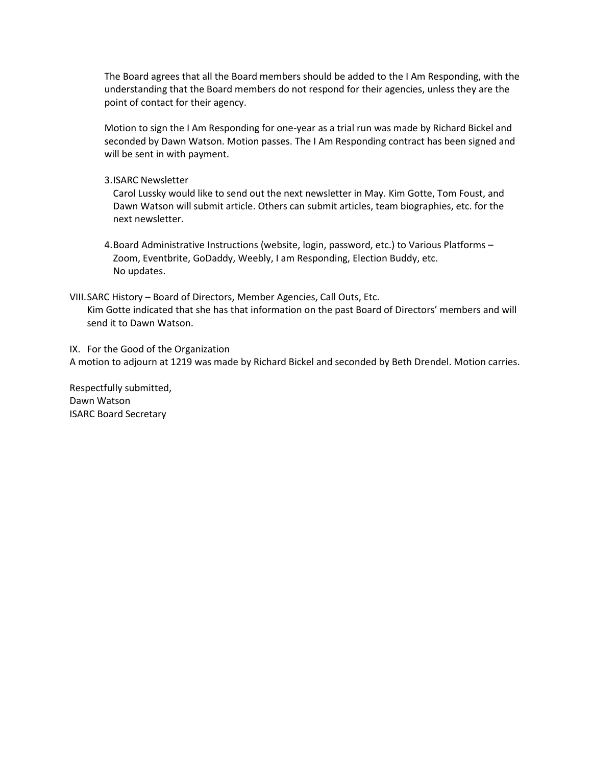The Board agrees that all the Board members should be added to the I Am Responding, with the understanding that the Board members do not respond for their agencies, unless they are the point of contact for their agency.

Motion to sign the I Am Responding for one-year as a trial run was made by Richard Bickel and seconded by Dawn Watson. Motion passes. The I Am Responding contract has been signed and will be sent in with payment.

3. ISARC Newsletter
   Carol Lussky would like to send out the next newsletter in May. Kim Gotte, Tom Foust, and Dawn Watson will submit article. Others can submit articles, team biographies, etc. for the next newsletter.

4. Board Administrative Instructions (website, login, password, etc.) to Various Platforms – Zoom, Eventbrite, GoDaddy, Weebly, I am Responding, Election Buddy, etc.
   No updates.

VIII. SARC History – Board of Directors, Member Agencies, Call Outs, Etc.
Kim Gotte indicated that she has that information on the past Board of Directors' members and will send it to Dawn Watson.

IX. For the Good of the Organization
A motion to adjourn at 1219 was made by Richard Bickel and seconded by Beth Drendel. Motion carries.

Respectfully submitted,
Dawn Watson
ISARC Board Secretary